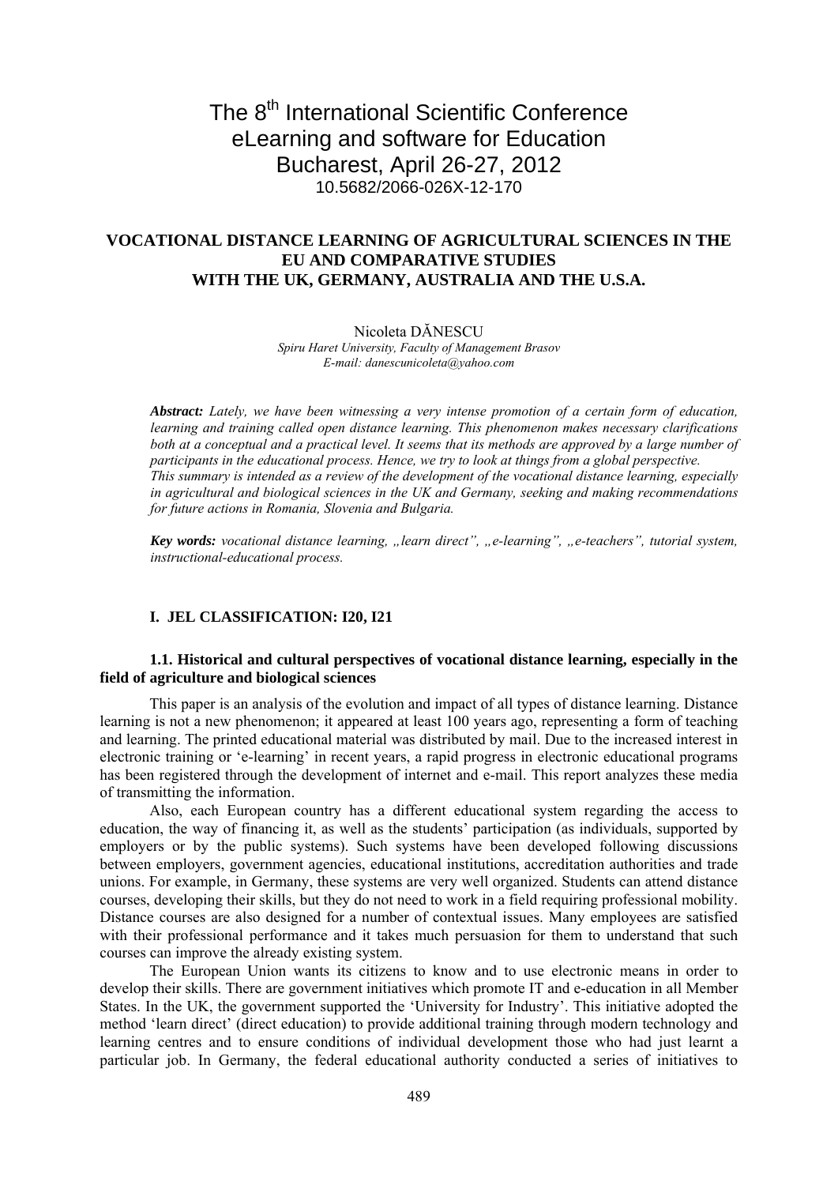The 8[th] International Scientific Conference
eLearning and software for Education
Bucharest, April 26-27, 2012
10.5682/2066-026X-12-170

# VOCATIONAL DISTANCE LEARNING OF AGRICULTURAL SCIENCES IN THE EU AND COMPARATIVE STUDIES WITH THE UK, GERMANY, AUSTRALIA AND THE U.S.A.

Nicoleta DĂNESCU

*Spiru Haret University, Faculty of Management Brasov*
*E-mail: danescunicoleta@yahoo.com*

***Abstract:*** *Lately, we have been witnessing a very intense promotion of a certain form of education, learning and training called open distance learning. This phenomenon makes necessary clarifications both at a conceptual and a practical level. It seems that its methods are approved by a large number of participants in the educational process. Hence, we try to look at things from a global perspective. This summary is intended as a review of the development of the vocational distance learning, especially in agricultural and biological sciences in the UK and Germany, seeking and making recommendations for future actions in Romania, Slovenia and Bulgaria.*

***Key words:*** *vocational distance learning, „learn direct", „e-learning", „e-teachers", tutorial system, instructional-educational process.*

## I. JEL CLASSIFICATION: I20, I21

### 1.1. Historical and cultural perspectives of vocational distance learning, especially in the field of agriculture and biological sciences

This paper is an analysis of the evolution and impact of all types of distance learning. Distance learning is not a new phenomenon; it appeared at least 100 years ago, representing a form of teaching and learning. The printed educational material was distributed by mail. Due to the increased interest in electronic training or 'e-learning' in recent years, a rapid progress in electronic educational programs has been registered through the development of internet and e-mail. This report analyzes these media of transmitting the information.

Also, each European country has a different educational system regarding the access to education, the way of financing it, as well as the students' participation (as individuals, supported by employers or by the public systems). Such systems have been developed following discussions between employers, government agencies, educational institutions, accreditation authorities and trade unions. For example, in Germany, these systems are very well organized. Students can attend distance courses, developing their skills, but they do not need to work in a field requiring professional mobility. Distance courses are also designed for a number of contextual issues. Many employees are satisfied with their professional performance and it takes much persuasion for them to understand that such courses can improve the already existing system.

The European Union wants its citizens to know and to use electronic means in order to develop their skills. There are government initiatives which promote IT and e-education in all Member States. In the UK, the government supported the 'University for Industry'. This initiative adopted the method 'learn direct' (direct education) to provide additional training through modern technology and learning centres and to ensure conditions of individual development those who had just learnt a particular job. In Germany, the federal educational authority conducted a series of initiatives to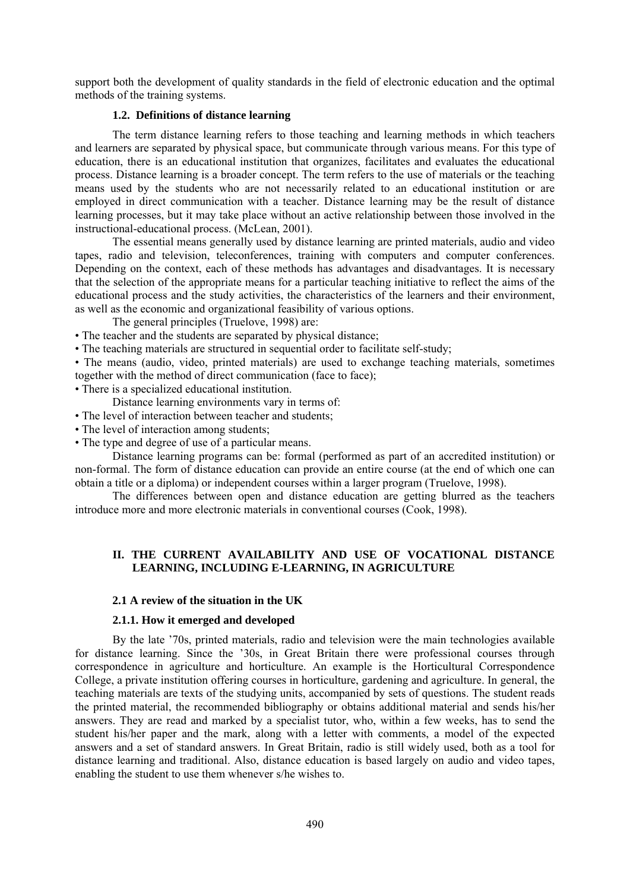support both the development of quality standards in the field of electronic education and the optimal methods of the training systems.

### 1.2. Definitions of distance learning

The term distance learning refers to those teaching and learning methods in which teachers and learners are separated by physical space, but communicate through various means. For this type of education, there is an educational institution that organizes, facilitates and evaluates the educational process. Distance learning is a broader concept. The term refers to the use of materials or the teaching means used by the students who are not necessarily related to an educational institution or are employed in direct communication with a teacher. Distance learning may be the result of distance learning processes, but it may take place without an active relationship between those involved in the instructional-educational process. (McLean, 2001).

The essential means generally used by distance learning are printed materials, audio and video tapes, radio and television, teleconferences, training with computers and computer conferences. Depending on the context, each of these methods has advantages and disadvantages. It is necessary that the selection of the appropriate means for a particular teaching initiative to reflect the aims of the educational process and the study activities, the characteristics of the learners and their environment, as well as the economic and organizational feasibility of various options.

The general principles (Truelove, 1998) are:

- The teacher and the students are separated by physical distance;
- The teaching materials are structured in sequential order to facilitate self-study;
- The means (audio, video, printed materials) are used to exchange teaching materials, sometimes together with the method of direct communication (face to face);
- There is a specialized educational institution.

Distance learning environments vary in terms of:

- The level of interaction between teacher and students;
- The level of interaction among students;
- The type and degree of use of a particular means.

Distance learning programs can be: formal (performed as part of an accredited institution) or non-formal. The form of distance education can provide an entire course (at the end of which one can obtain a title or a diploma) or independent courses within a larger program (Truelove, 1998).

The differences between open and distance education are getting blurred as the teachers introduce more and more electronic materials in conventional courses (Cook, 1998).

## II. THE CURRENT AVAILABILITY AND USE OF VOCATIONAL DISTANCE LEARNING, INCLUDING E-LEARNING, IN AGRICULTURE

### 2.1 A review of the situation in the UK

#### 2.1.1. How it emerged and developed

By the late '70s, printed materials, radio and television were the main technologies available for distance learning. Since the '30s, in Great Britain there were professional courses through correspondence in agriculture and horticulture. An example is the Horticultural Correspondence College, a private institution offering courses in horticulture, gardening and agriculture. In general, the teaching materials are texts of the studying units, accompanied by sets of questions. The student reads the printed material, the recommended bibliography or obtains additional material and sends his/her answers. They are read and marked by a specialist tutor, who, within a few weeks, has to send the student his/her paper and the mark, along with a letter with comments, a model of the expected answers and a set of standard answers. In Great Britain, radio is still widely used, both as a tool for distance learning and traditional. Also, distance education is based largely on audio and video tapes, enabling the student to use them whenever s/he wishes to.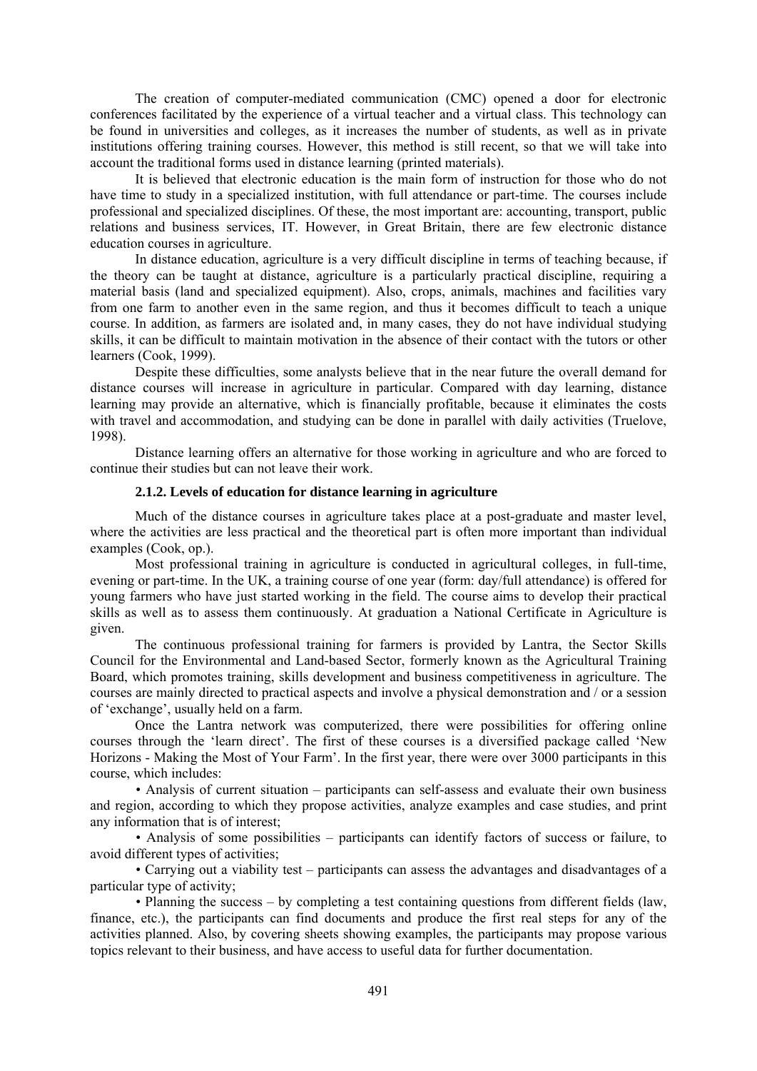The creation of computer-mediated communication (CMC) opened a door for electronic conferences facilitated by the experience of a virtual teacher and a virtual class. This technology can be found in universities and colleges, as it increases the number of students, as well as in private institutions offering training courses. However, this method is still recent, so that we will take into account the traditional forms used in distance learning (printed materials).

It is believed that electronic education is the main form of instruction for those who do not have time to study in a specialized institution, with full attendance or part-time. The courses include professional and specialized disciplines. Of these, the most important are: accounting, transport, public relations and business services, IT. However, in Great Britain, there are few electronic distance education courses in agriculture.

In distance education, agriculture is a very difficult discipline in terms of teaching because, if the theory can be taught at distance, agriculture is a particularly practical discipline, requiring a material basis (land and specialized equipment). Also, crops, animals, machines and facilities vary from one farm to another even in the same region, and thus it becomes difficult to teach a unique course. In addition, as farmers are isolated and, in many cases, they do not have individual studying skills, it can be difficult to maintain motivation in the absence of their contact with the tutors or other learners (Cook, 1999).

Despite these difficulties, some analysts believe that in the near future the overall demand for distance courses will increase in agriculture in particular. Compared with day learning, distance learning may provide an alternative, which is financially profitable, because it eliminates the costs with travel and accommodation, and studying can be done in parallel with daily activities (Truelove, 1998).

Distance learning offers an alternative for those working in agriculture and who are forced to continue their studies but can not leave their work.

### 2.1.2. Levels of education for distance learning in agriculture

Much of the distance courses in agriculture takes place at a post-graduate and master level, where the activities are less practical and the theoretical part is often more important than individual examples (Cook, op.).

Most professional training in agriculture is conducted in agricultural colleges, in full-time, evening or part-time. In the UK, a training course of one year (form: day/full attendance) is offered for young farmers who have just started working in the field. The course aims to develop their practical skills as well as to assess them continuously. At graduation a National Certificate in Agriculture is given.

The continuous professional training for farmers is provided by Lantra, the Sector Skills Council for the Environmental and Land-based Sector, formerly known as the Agricultural Training Board, which promotes training, skills development and business competitiveness in agriculture. The courses are mainly directed to practical aspects and involve a physical demonstration and / or a session of 'exchange', usually held on a farm.

Once the Lantra network was computerized, there were possibilities for offering online courses through the 'learn direct'. The first of these courses is a diversified package called 'New Horizons - Making the Most of Your Farm'. In the first year, there were over 3000 participants in this course, which includes:

- Analysis of current situation – participants can self-assess and evaluate their own business and region, according to which they propose activities, analyze examples and case studies, and print any information that is of interest;
- Analysis of some possibilities – participants can identify factors of success or failure, to avoid different types of activities;
- Carrying out a viability test – participants can assess the advantages and disadvantages of a particular type of activity;
- Planning the success – by completing a test containing questions from different fields (law, finance, etc.), the participants can find documents and produce the first real steps for any of the activities planned. Also, by covering sheets showing examples, the participants may propose various topics relevant to their business, and have access to useful data for further documentation.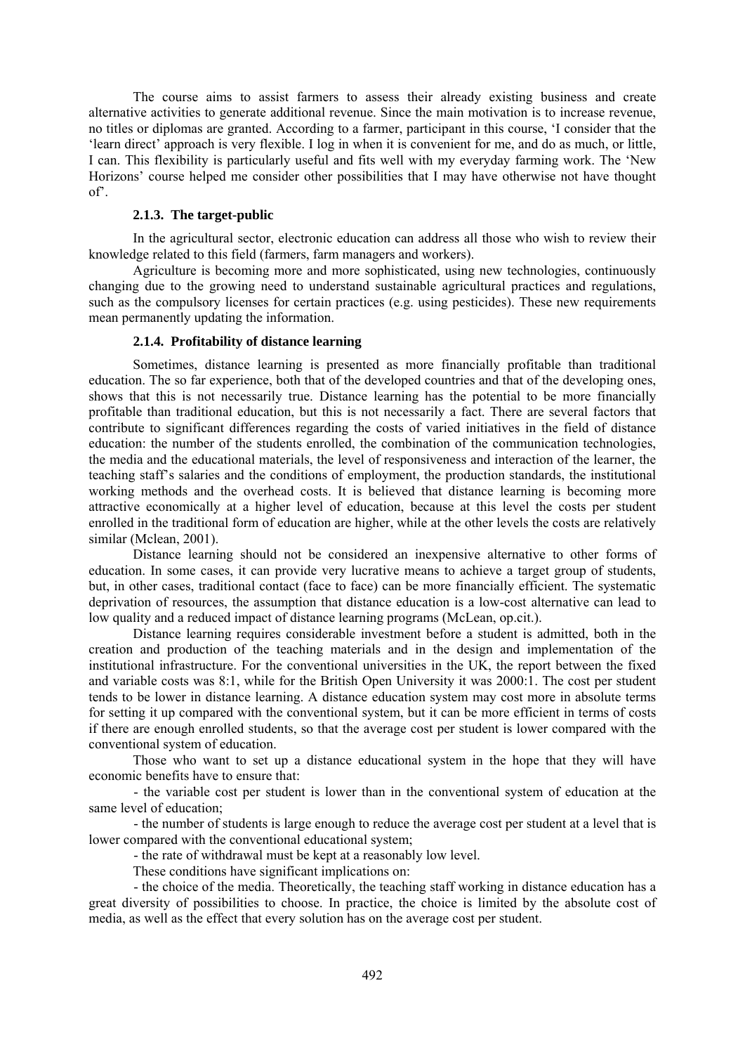The course aims to assist farmers to assess their already existing business and create alternative activities to generate additional revenue. Since the main motivation is to increase revenue, no titles or diplomas are granted. According to a farmer, participant in this course, 'I consider that the 'learn direct' approach is very flexible. I log in when it is convenient for me, and do as much, or little, I can. This flexibility is particularly useful and fits well with my everyday farming work. The 'New Horizons' course helped me consider other possibilities that I may have otherwise not have thought of'.

#### 2.1.3. The target-public

In the agricultural sector, electronic education can address all those who wish to review their knowledge related to this field (farmers, farm managers and workers).

Agriculture is becoming more and more sophisticated, using new technologies, continuously changing due to the growing need to understand sustainable agricultural practices and regulations, such as the compulsory licenses for certain practices (e.g. using pesticides). These new requirements mean permanently updating the information.

#### 2.1.4. Profitability of distance learning

Sometimes, distance learning is presented as more financially profitable than traditional education. The so far experience, both that of the developed countries and that of the developing ones, shows that this is not necessarily true. Distance learning has the potential to be more financially profitable than traditional education, but this is not necessarily a fact. There are several factors that contribute to significant differences regarding the costs of varied initiatives in the field of distance education: the number of the students enrolled, the combination of the communication technologies, the media and the educational materials, the level of responsiveness and interaction of the learner, the teaching staff's salaries and the conditions of employment, the production standards, the institutional working methods and the overhead costs. It is believed that distance learning is becoming more attractive economically at a higher level of education, because at this level the costs per student enrolled in the traditional form of education are higher, while at the other levels the costs are relatively similar (Mclean, 2001).

Distance learning should not be considered an inexpensive alternative to other forms of education. In some cases, it can provide very lucrative means to achieve a target group of students, but, in other cases, traditional contact (face to face) can be more financially efficient. The systematic deprivation of resources, the assumption that distance education is a low-cost alternative can lead to low quality and a reduced impact of distance learning programs (McLean, op.cit.).

Distance learning requires considerable investment before a student is admitted, both in the creation and production of the teaching materials and in the design and implementation of the institutional infrastructure. For the conventional universities in the UK, the report between the fixed and variable costs was 8:1, while for the British Open University it was 2000:1. The cost per student tends to be lower in distance learning. A distance education system may cost more in absolute terms for setting it up compared with the conventional system, but it can be more efficient in terms of costs if there are enough enrolled students, so that the average cost per student is lower compared with the conventional system of education.

Those who want to set up a distance educational system in the hope that they will have economic benefits have to ensure that:

- the variable cost per student is lower than in the conventional system of education at the same level of education;
- the number of students is large enough to reduce the average cost per student at a level that is lower compared with the conventional educational system;
- the rate of withdrawal must be kept at a reasonably low level.

These conditions have significant implications on:

- the choice of the media. Theoretically, the teaching staff working in distance education has a great diversity of possibilities to choose. In practice, the choice is limited by the absolute cost of media, as well as the effect that every solution has on the average cost per student.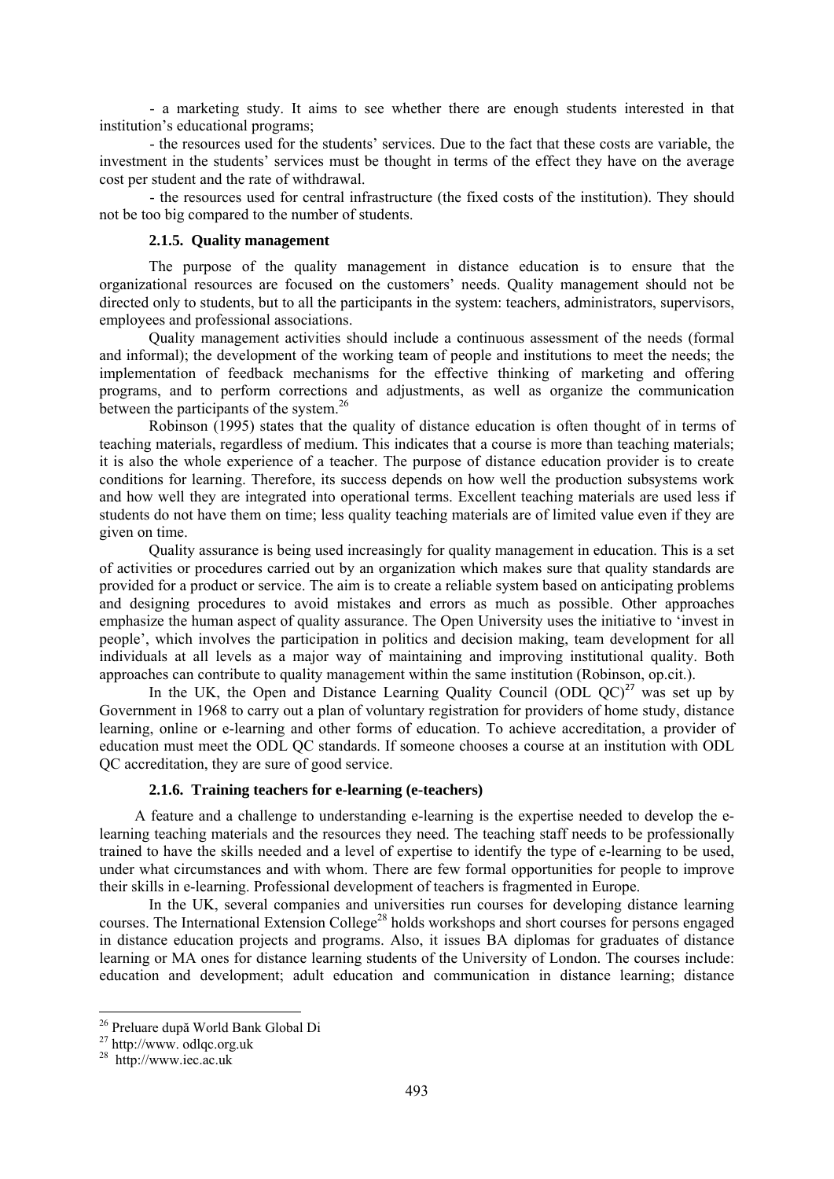- a marketing study. It aims to see whether there are enough students interested in that institution's educational programs;

- the resources used for the students' services. Due to the fact that these costs are variable, the investment in the students' services must be thought in terms of the effect they have on the average cost per student and the rate of withdrawal.

- the resources used for central infrastructure (the fixed costs of the institution). They should not be too big compared to the number of students.

#### 2.1.5. Quality management

The purpose of the quality management in distance education is to ensure that the organizational resources are focused on the customers' needs. Quality management should not be directed only to students, but to all the participants in the system: teachers, administrators, supervisors, employees and professional associations.

Quality management activities should include a continuous assessment of the needs (formal and informal); the development of the working team of people and institutions to meet the needs; the implementation of feedback mechanisms for the effective thinking of marketing and offering programs, and to perform corrections and adjustments, as well as organize the communication between the participants of the system.[26]

Robinson (1995) states that the quality of distance education is often thought of in terms of teaching materials, regardless of medium. This indicates that a course is more than teaching materials; it is also the whole experience of a teacher. The purpose of distance education provider is to create conditions for learning. Therefore, its success depends on how well the production subsystems work and how well they are integrated into operational terms. Excellent teaching materials are used less if students do not have them on time; less quality teaching materials are of limited value even if they are given on time.

Quality assurance is being used increasingly for quality management in education. This is a set of activities or procedures carried out by an organization which makes sure that quality standards are provided for a product or service. The aim is to create a reliable system based on anticipating problems and designing procedures to avoid mistakes and errors as much as possible. Other approaches emphasize the human aspect of quality assurance. The Open University uses the initiative to 'invest in people', which involves the participation in politics and decision making, team development for all individuals at all levels as a major way of maintaining and improving institutional quality. Both approaches can contribute to quality management within the same institution (Robinson, op.cit.).

In the UK, the Open and Distance Learning Quality Council (ODL QC)[27] was set up by Government in 1968 to carry out a plan of voluntary registration for providers of home study, distance learning, online or e-learning and other forms of education. To achieve accreditation, a provider of education must meet the ODL QC standards. If someone chooses a course at an institution with ODL QC accreditation, they are sure of good service.

#### 2.1.6. Training teachers for e-learning (e-teachers)

A feature and a challenge to understanding e-learning is the expertise needed to develop the e-learning teaching materials and the resources they need. The teaching staff needs to be professionally trained to have the skills needed and a level of expertise to identify the type of e-learning to be used, under what circumstances and with whom. There are few formal opportunities for people to improve their skills in e-learning. Professional development of teachers is fragmented in Europe.

In the UK, several companies and universities run courses for developing distance learning courses. The International Extension College[28] holds workshops and short courses for persons engaged in distance education projects and programs. Also, it issues BA diplomas for graduates of distance learning or MA ones for distance learning students of the University of London. The courses include: education and development; adult education and communication in distance learning; distance

---

[26] Preluare după World Bank Global Di

[27] http://www. odlqc.org.uk

[28] http://www.iec.ac.uk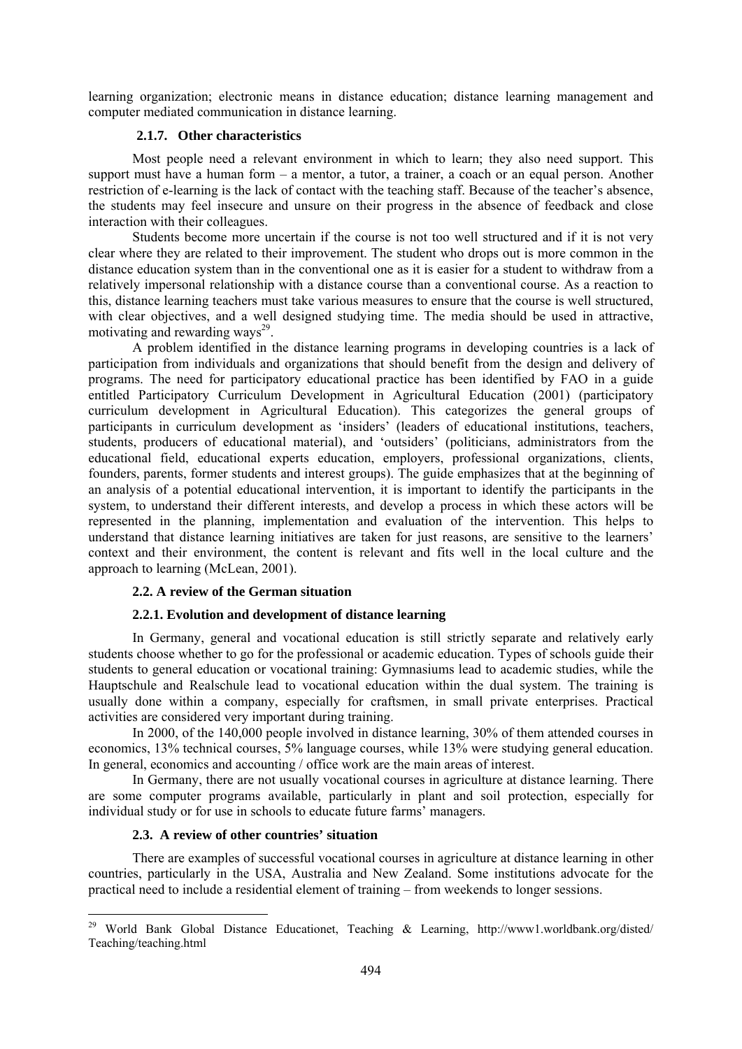learning organization; electronic means in distance education; distance learning management and computer mediated communication in distance learning.

#### 2.1.7. Other characteristics

Most people need a relevant environment in which to learn; they also need support. This support must have a human form – a mentor, a tutor, a trainer, a coach or an equal person. Another restriction of e-learning is the lack of contact with the teaching staff. Because of the teacher's absence, the students may feel insecure and unsure on their progress in the absence of feedback and close interaction with their colleagues.

Students become more uncertain if the course is not too well structured and if it is not very clear where they are related to their improvement. The student who drops out is more common in the distance education system than in the conventional one as it is easier for a student to withdraw from a relatively impersonal relationship with a distance course than a conventional course. As a reaction to this, distance learning teachers must take various measures to ensure that the course is well structured, with clear objectives, and a well designed studying time. The media should be used in attractive, motivating and rewarding ways[29].

A problem identified in the distance learning programs in developing countries is a lack of participation from individuals and organizations that should benefit from the design and delivery of programs. The need for participatory educational practice has been identified by FAO in a guide entitled Participatory Curriculum Development in Agricultural Education (2001) (participatory curriculum development in Agricultural Education). This categorizes the general groups of participants in curriculum development as 'insiders' (leaders of educational institutions, teachers, students, producers of educational material), and 'outsiders' (politicians, administrators from the educational field, educational experts education, employers, professional organizations, clients, founders, parents, former students and interest groups). The guide emphasizes that at the beginning of an analysis of a potential educational intervention, it is important to identify the participants in the system, to understand their different interests, and develop a process in which these actors will be represented in the planning, implementation and evaluation of the intervention. This helps to understand that distance learning initiatives are taken for just reasons, are sensitive to the learners' context and their environment, the content is relevant and fits well in the local culture and the approach to learning (McLean, 2001).

### 2.2. A review of the German situation

#### 2.2.1. Evolution and development of distance learning

In Germany, general and vocational education is still strictly separate and relatively early students choose whether to go for the professional or academic education. Types of schools guide their students to general education or vocational training: Gymnasiums lead to academic studies, while the Hauptschule and Realschule lead to vocational education within the dual system. The training is usually done within a company, especially for craftsmen, in small private enterprises. Practical activities are considered very important during training.

In 2000, of the 140,000 people involved in distance learning, 30% of them attended courses in economics, 13% technical courses, 5% language courses, while 13% were studying general education. In general, economics and accounting / office work are the main areas of interest.

In Germany, there are not usually vocational courses in agriculture at distance learning. There are some computer programs available, particularly in plant and soil protection, especially for individual study or for use in schools to educate future farms' managers.

### 2.3. A review of other countries' situation

There are examples of successful vocational courses in agriculture at distance learning in other countries, particularly in the USA, Australia and New Zealand. Some institutions advocate for the practical need to include a residential element of training – from weekends to longer sessions.

---

[29] World Bank Global Distance Educationet, Teaching & Learning, http://www1.worldbank.org/disted/Teaching/teaching.html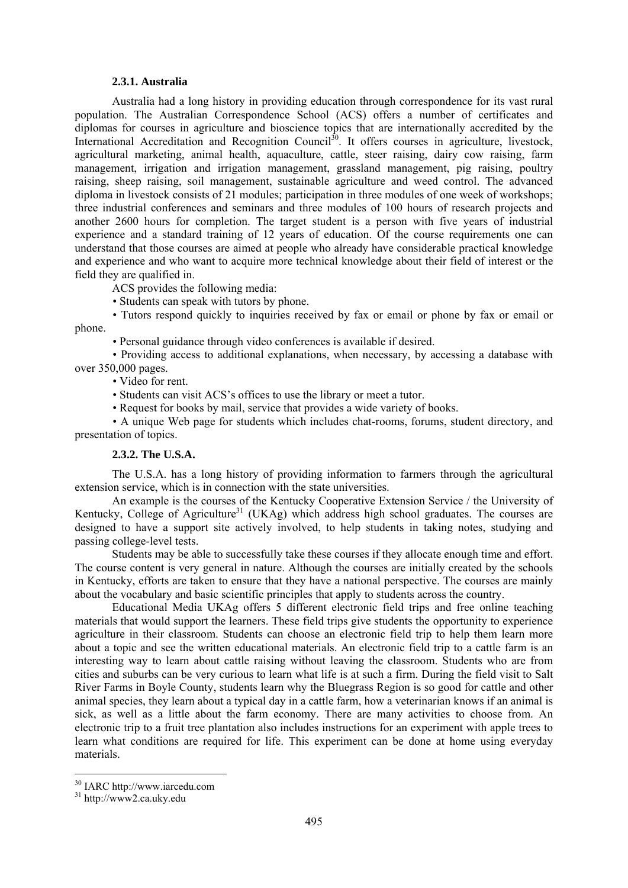### 2.3.1. Australia

Australia had a long history in providing education through correspondence for its vast rural population. The Australian Correspondence School (ACS) offers a number of certificates and diplomas for courses in agriculture and bioscience topics that are internationally accredited by the International Accreditation and Recognition Council[30]. It offers courses in agriculture, livestock, agricultural marketing, animal health, aquaculture, cattle, steer raising, dairy cow raising, farm management, irrigation and irrigation management, grassland management, pig raising, poultry raising, sheep raising, soil management, sustainable agriculture and weed control. The advanced diploma in livestock consists of 21 modules; participation in three modules of one week of workshops; three industrial conferences and seminars and three modules of 100 hours of research projects and another 2600 hours for completion. The target student is a person with five years of industrial experience and a standard training of 12 years of education. Of the course requirements one can understand that those courses are aimed at people who already have considerable practical knowledge and experience and who want to acquire more technical knowledge about their field of interest or the field they are qualified in.

ACS provides the following media:

- Students can speak with tutors by phone.
- Tutors respond quickly to inquiries received by fax or email or phone by fax or email or phone.
- Personal guidance through video conferences is available if desired.
- Providing access to additional explanations, when necessary, by accessing a database with over 350,000 pages.
- Video for rent.
- Students can visit ACS's offices to use the library or meet a tutor.
- Request for books by mail, service that provides a wide variety of books.
- A unique Web page for students which includes chat-rooms, forums, student directory, and presentation of topics.

### 2.3.2. The U.S.A.

The U.S.A. has a long history of providing information to farmers through the agricultural extension service, which is in connection with the state universities.

An example is the courses of the Kentucky Cooperative Extension Service / the University of Kentucky, College of Agriculture[31] (UKAg) which address high school graduates. The courses are designed to have a support site actively involved, to help students in taking notes, studying and passing college-level tests.

Students may be able to successfully take these courses if they allocate enough time and effort. The course content is very general in nature. Although the courses are initially created by the schools in Kentucky, efforts are taken to ensure that they have a national perspective. The courses are mainly about the vocabulary and basic scientific principles that apply to students across the country.

Educational Media UKAg offers 5 different electronic field trips and free online teaching materials that would support the learners. These field trips give students the opportunity to experience agriculture in their classroom. Students can choose an electronic field trip to help them learn more about a topic and see the written educational materials. An electronic field trip to a cattle farm is an interesting way to learn about cattle raising without leaving the classroom. Students who are from cities and suburbs can be very curious to learn what life is at such a firm. During the field visit to Salt River Farms in Boyle County, students learn why the Bluegrass Region is so good for cattle and other animal species, they learn about a typical day in a cattle farm, how a veterinarian knows if an animal is sick, as well as a little about the farm economy. There are many activities to choose from. An electronic trip to a fruit tree plantation also includes instructions for an experiment with apple trees to learn what conditions are required for life. This experiment can be done at home using everyday materials.

---

[30] IARC http://www.iarcedu.com

[31] http://www2.ca.uky.edu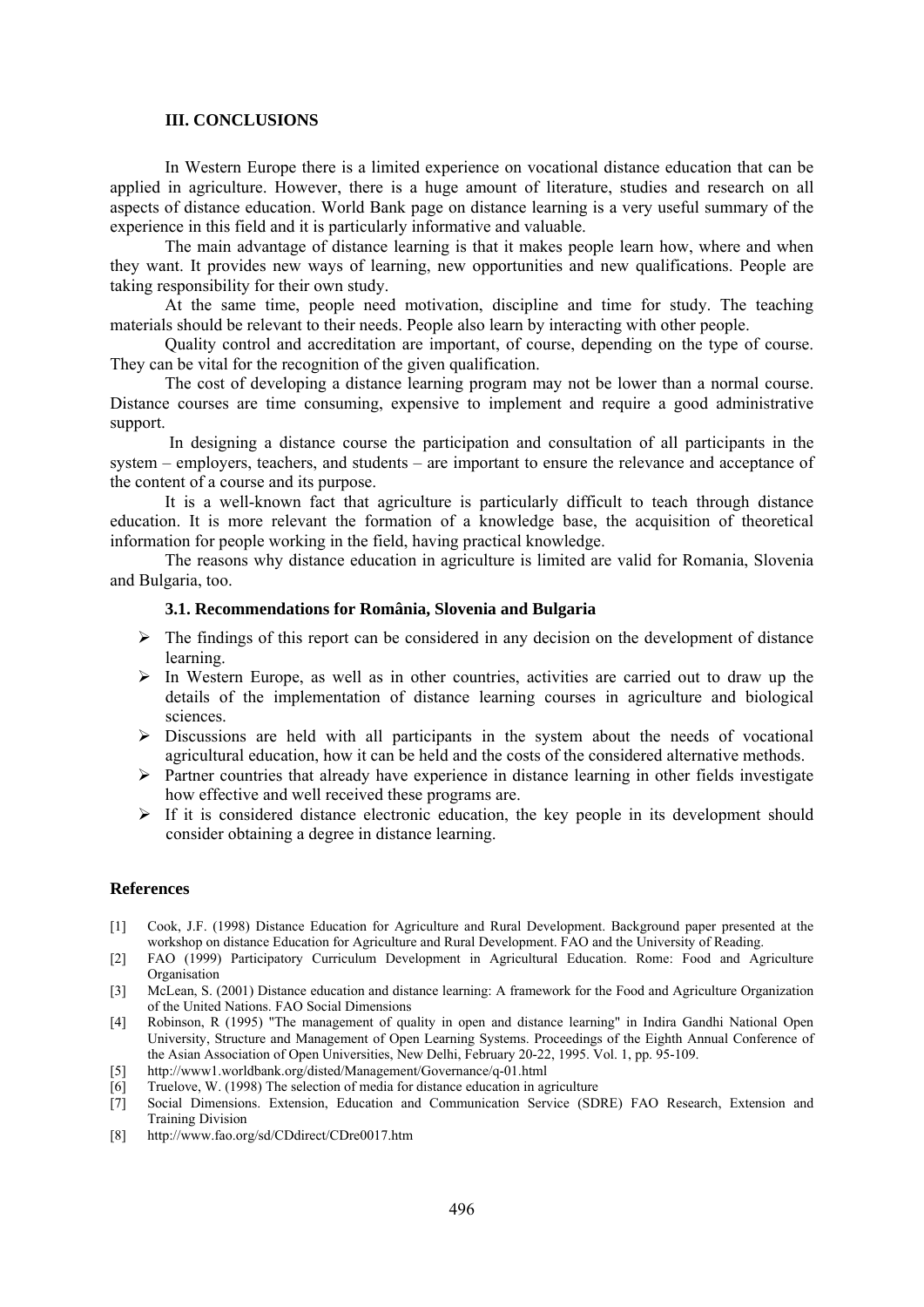### III. CONCLUSIONS

In Western Europe there is a limited experience on vocational distance education that can be applied in agriculture. However, there is a huge amount of literature, studies and research on all aspects of distance education. World Bank page on distance learning is a very useful summary of the experience in this field and it is particularly informative and valuable.

The main advantage of distance learning is that it makes people learn how, where and when they want. It provides new ways of learning, new opportunities and new qualifications. People are taking responsibility for their own study.

At the same time, people need motivation, discipline and time for study. The teaching materials should be relevant to their needs. People also learn by interacting with other people.

Quality control and accreditation are important, of course, depending on the type of course. They can be vital for the recognition of the given qualification.

The cost of developing a distance learning program may not be lower than a normal course. Distance courses are time consuming, expensive to implement and require a good administrative support.

In designing a distance course the participation and consultation of all participants in the system – employers, teachers, and students – are important to ensure the relevance and acceptance of the content of a course and its purpose.

It is a well-known fact that agriculture is particularly difficult to teach through distance education. It is more relevant the formation of a knowledge base, the acquisition of theoretical information for people working in the field, having practical knowledge.

The reasons why distance education in agriculture is limited are valid for Romania, Slovenia and Bulgaria, too.

#### 3.1. Recommendations for România, Slovenia and Bulgaria

- The findings of this report can be considered in any decision on the development of distance learning.
- In Western Europe, as well as in other countries, activities are carried out to draw up the details of the implementation of distance learning courses in agriculture and biological sciences.
- Discussions are held with all participants in the system about the needs of vocational agricultural education, how it can be held and the costs of the considered alternative methods.
- Partner countries that already have experience in distance learning in other fields investigate how effective and well received these programs are.
- If it is considered distance electronic education, the key people in its development should consider obtaining a degree in distance learning.

### References

[1] Cook, J.F. (1998) Distance Education for Agriculture and Rural Development. Background paper presented at the workshop on distance Education for Agriculture and Rural Development. FAO and the University of Reading.

[2] FAO (1999) Participatory Curriculum Development in Agricultural Education. Rome: Food and Agriculture Organisation

[3] McLean, S. (2001) Distance education and distance learning: A framework for the Food and Agriculture Organization of the United Nations. FAO Social Dimensions

[4] Robinson, R (1995) "The management of quality in open and distance learning" in Indira Gandhi National Open University, Structure and Management of Open Learning Systems. Proceedings of the Eighth Annual Conference of the Asian Association of Open Universities, New Delhi, February 20-22, 1995. Vol. 1, pp. 95-109.

[5] http://www1.worldbank.org/disted/Management/Governance/q-01.html

[6] Truelove, W. (1998) The selection of media for distance education in agriculture

[7] Social Dimensions. Extension, Education and Communication Service (SDRE) FAO Research, Extension and Training Division

[8] http://www.fao.org/sd/CDdirect/CDre0017.htm